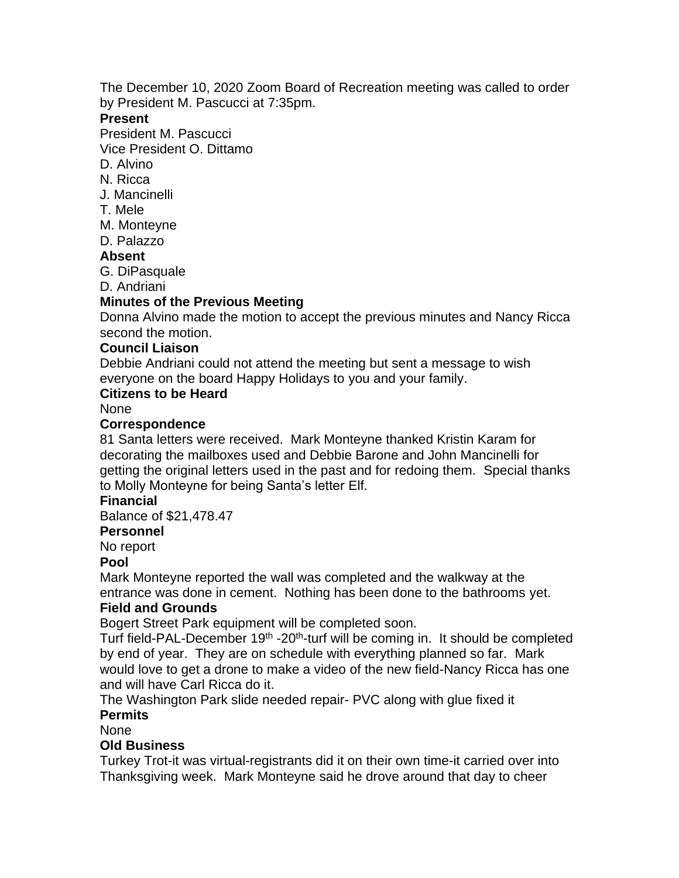The December 10, 2020 Zoom Board of Recreation meeting was called to order by President M. Pascucci at 7:35pm.

**Present**

President M. Pascucci
Vice President O. Dittamo
D. Alvino
N. Ricca
J. Mancinelli
T. Mele
M. Monteyne
D. Palazzo

**Absent**

G. DiPasquale
D. Andriani

**Minutes of the Previous Meeting**

Donna Alvino made the motion to accept the previous minutes and Nancy Ricca second the motion.

**Council Liaison**

Debbie Andriani could not attend the meeting but sent a message to wish everyone on the board Happy Holidays to you and your family.

**Citizens to be Heard**

None

**Correspondence**

81 Santa letters were received. Mark Monteyne thanked Kristin Karam for decorating the mailboxes used and Debbie Barone and John Mancinelli for getting the original letters used in the past and for redoing them. Special thanks to Molly Monteyne for being Santa's letter Elf.

**Financial**

Balance of $21,478.47

**Personnel**

No report

**Pool**

Mark Monteyne reported the wall was completed and the walkway at the entrance was done in cement. Nothing has been done to the bathrooms yet.

**Field and Grounds**

Bogert Street Park equipment will be completed soon.

Turf field-PAL-December 19th -20th-turf will be coming in. It should be completed by end of year. They are on schedule with everything planned so far. Mark would love to get a drone to make a video of the new field-Nancy Ricca has one and will have Carl Ricca do it.

The Washington Park slide needed repair- PVC along with glue fixed it

**Permits**

None

**Old Business**

Turkey Trot-it was virtual-registrants did it on their own time-it carried over into Thanksgiving week. Mark Monteyne said he drove around that day to cheer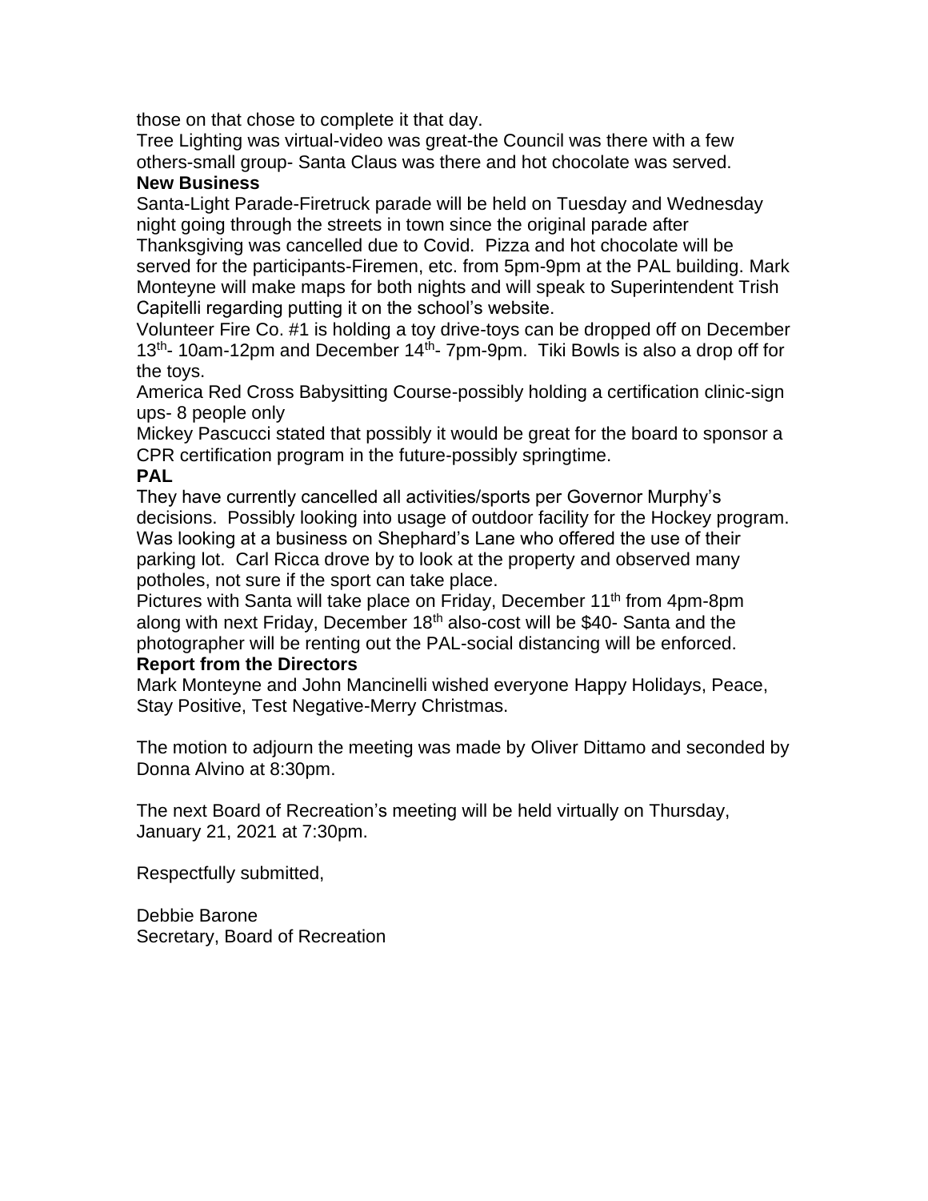those on that chose to complete it that day.

Tree Lighting was virtual-video was great-the Council was there with a few others-small group- Santa Claus was there and hot chocolate was served.

**New Business**

Santa-Light Parade-Firetruck parade will be held on Tuesday and Wednesday night going through the streets in town since the original parade after Thanksgiving was cancelled due to Covid. Pizza and hot chocolate will be served for the participants-Firemen, etc. from 5pm-9pm at the PAL building. Mark Monteyne will make maps for both nights and will speak to Superintendent Trish Capitelli regarding putting it on the school's website.

Volunteer Fire Co. #1 is holding a toy drive-toys can be dropped off on December 13th- 10am-12pm and December 14th- 7pm-9pm. Tiki Bowls is also a drop off for the toys.

America Red Cross Babysitting Course-possibly holding a certification clinic-sign ups- 8 people only

Mickey Pascucci stated that possibly it would be great for the board to sponsor a CPR certification program in the future-possibly springtime.

**PAL**

They have currently cancelled all activities/sports per Governor Murphy's decisions. Possibly looking into usage of outdoor facility for the Hockey program. Was looking at a business on Shephard's Lane who offered the use of their parking lot. Carl Ricca drove by to look at the property and observed many potholes, not sure if the sport can take place.

Pictures with Santa will take place on Friday, December 11th from 4pm-8pm along with next Friday, December 18th also-cost will be $40- Santa and the photographer will be renting out the PAL-social distancing will be enforced.

**Report from the Directors**

Mark Monteyne and John Mancinelli wished everyone Happy Holidays, Peace, Stay Positive, Test Negative-Merry Christmas.

The motion to adjourn the meeting was made by Oliver Dittamo and seconded by Donna Alvino at 8:30pm.

The next Board of Recreation's meeting will be held virtually on Thursday, January 21, 2021 at 7:30pm.

Respectfully submitted,

Debbie Barone
Secretary, Board of Recreation